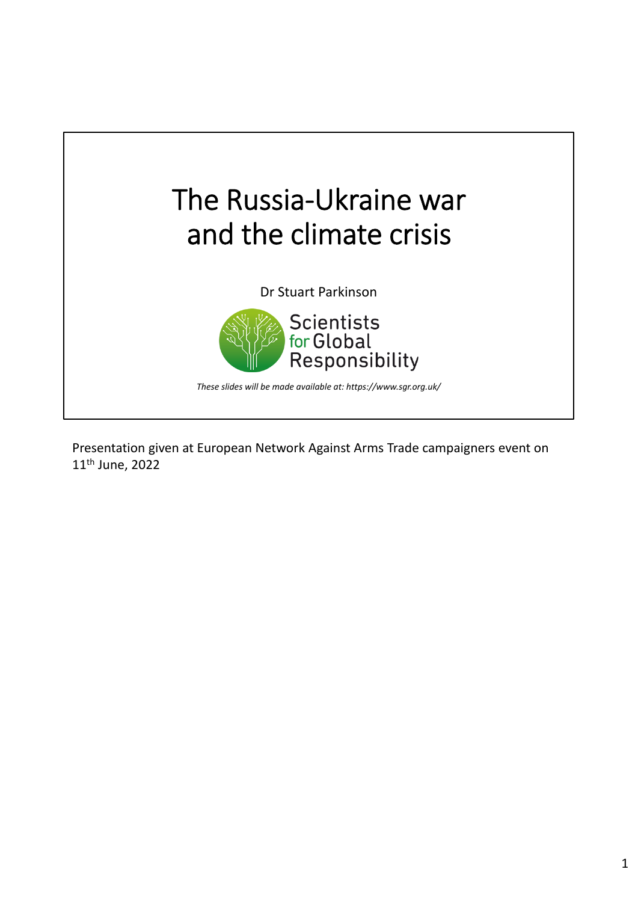# The Russia-Ukraine war and the climate crisis

Dr Stuart Parkinson

Scientists for Global Responsibility

*These slides will be made available at: https://www.sgr.org.uk/*

Presentation given at European Network Against Arms Trade campaigners event on 11th June, 2022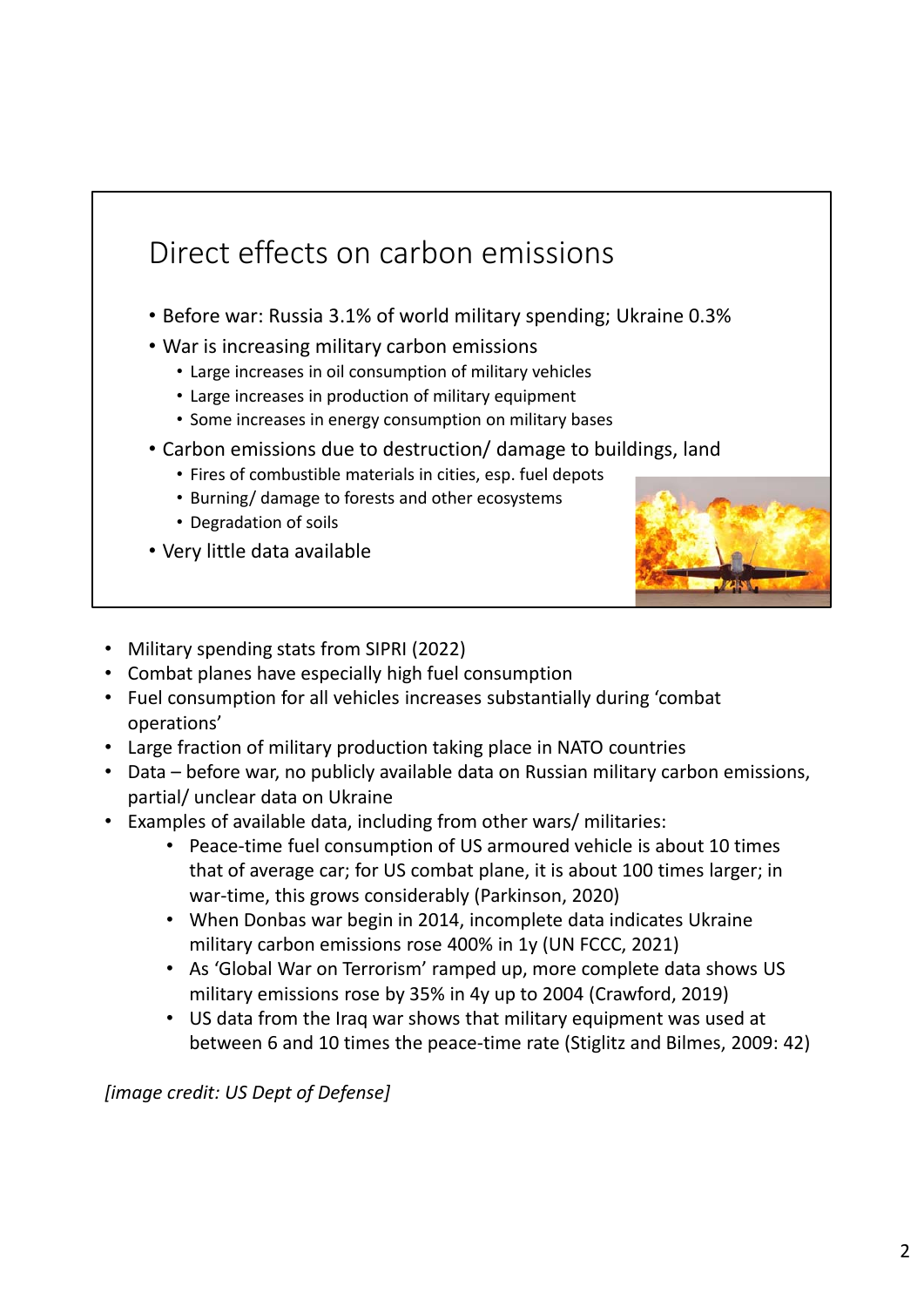## Direct effects on carbon emissions

- Before war: Russia 3.1% of world military spending; Ukraine 0.3%
- War is increasing military carbon emissions
  - Large increases in oil consumption of military vehicles
  - Large increases in production of military equipment
  - Some increases in energy consumption on military bases
- Carbon emissions due to destruction/ damage to buildings, land
  - Fires of combustible materials in cities, esp. fuel depots
  - Burning/ damage to forests and other ecosystems
  - Degradation of soils
- Very little data available

---

- Military spending stats from SIPRI (2022)
- Combat planes have especially high fuel consumption
- Fuel consumption for all vehicles increases substantially during 'combat operations'
- Large fraction of military production taking place in NATO countries
- Data – before war, no publicly available data on Russian military carbon emissions, partial/ unclear data on Ukraine
- Examples of available data, including from other wars/ militaries:
  - Peace-time fuel consumption of US armoured vehicle is about 10 times that of average car; for US combat plane, it is about 100 times larger; in war-time, this grows considerably (Parkinson, 2020)
  - When Donbas war begin in 2014, incomplete data indicates Ukraine military carbon emissions rose 400% in 1y (UN FCCC, 2021)
  - As 'Global War on Terrorism' ramped up, more complete data shows US military emissions rose by 35% in 4y up to 2004 (Crawford, 2019)
  - US data from the Iraq war shows that military equipment was used at between 6 and 10 times the peace-time rate (Stiglitz and Bilmes, 2009: 42)

*[image credit: US Dept of Defense]*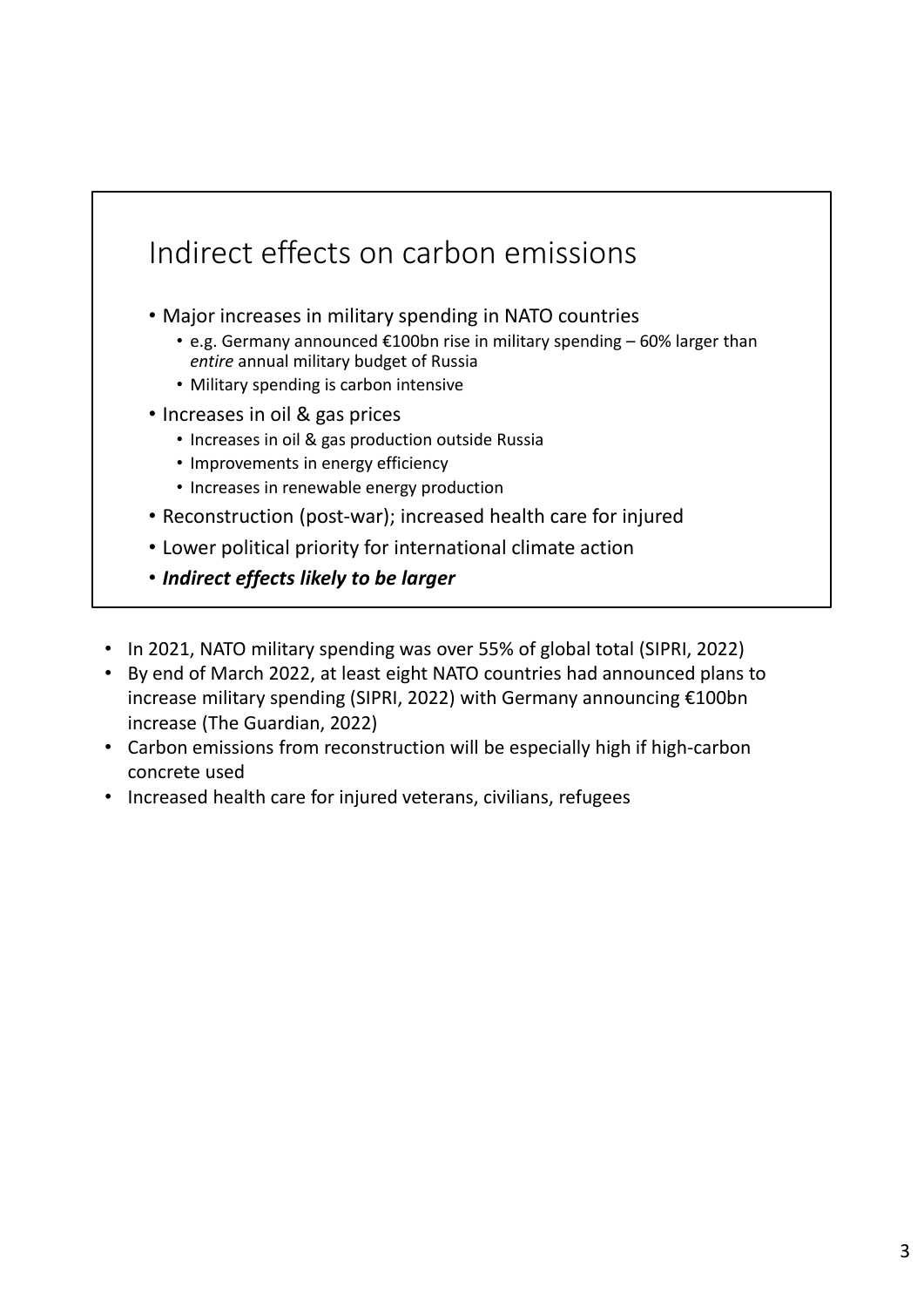## Indirect effects on carbon emissions

- Major increases in military spending in NATO countries
  - e.g. Germany announced €100bn rise in military spending – 60% larger than *entire* annual military budget of Russia
  - Military spending is carbon intensive
- Increases in oil & gas prices
  - Increases in oil & gas production outside Russia
  - Improvements in energy efficiency
  - Increases in renewable energy production
- Reconstruction (post-war); increased health care for injured
- Lower political priority for international climate action
- ***Indirect effects likely to be larger***

- In 2021, NATO military spending was over 55% of global total (SIPRI, 2022)
- By end of March 2022, at least eight NATO countries had announced plans to increase military spending (SIPRI, 2022) with Germany announcing €100bn increase (The Guardian, 2022)
- Carbon emissions from reconstruction will be especially high if high-carbon concrete used
- Increased health care for injured veterans, civilians, refugees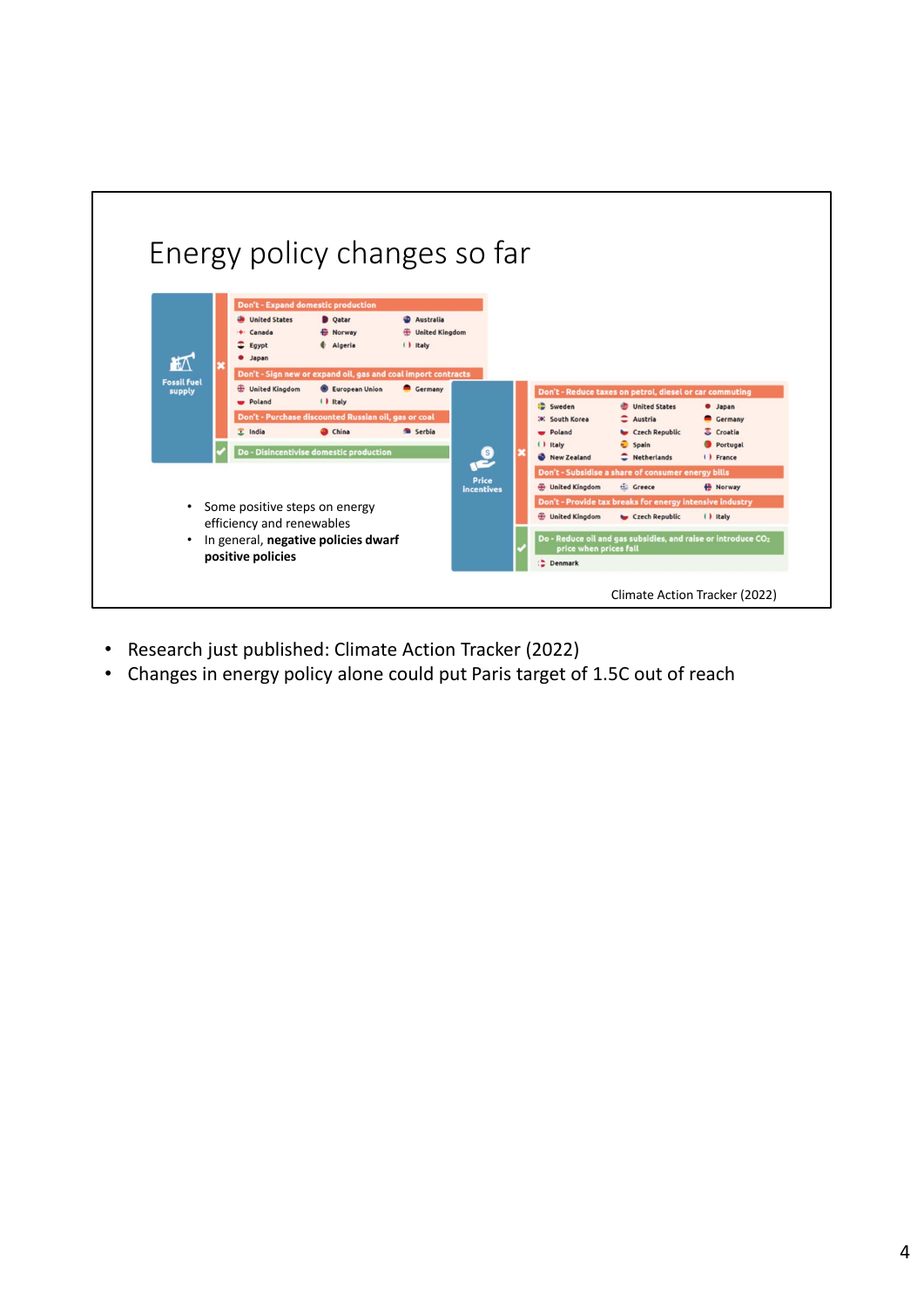# Energy policy changes so far

**Fossil Fuel supply**

✖ **Don't - Expand domestic production**
- United States
- Qatar
- Australia
- Canada
- Norway
- United Kingdom
- Egypt
- Algeria
- Italy
- Japan

✖ **Don't - Sign new or expand oil, gas and coal import contracts**
- United Kingdom
- European Union
- Germany
- Poland
- Italy

✖ **Don't - Purchase discounted Russian oil, gas or coal**
- India
- China
- Serbia

✔ **Do - Disincentivise domestic production**

**Price incentives**

✖ **Don't - Reduce taxes on petrol, diesel or car commuting**
- Sweden
- United States
- Japan
- South Korea
- Austria
- Germany
- Poland
- Czech Republic
- Croatia
- Italy
- Spain
- Portugal
- New Zealand
- Netherlands
- France

✖ **Don't - Subsidise a share of consumer energy bills**
- United Kingdom
- Greece
- Norway

✖ **Don't - Provide tax breaks for energy intensive industry**
- United Kingdom
- Czech Republic
- Italy

✔ **Do - Reduce oil and gas subsidies, and raise or introduce $CO_2$ price when prices fall**
- Denmark

- Some positive steps on energy efficiency and renewables
- In general, **negative policies dwarf positive policies**

Climate Action Tracker (2022)

- Research just published: Climate Action Tracker (2022)
- Changes in energy policy alone could put Paris target of 1.5C out of reach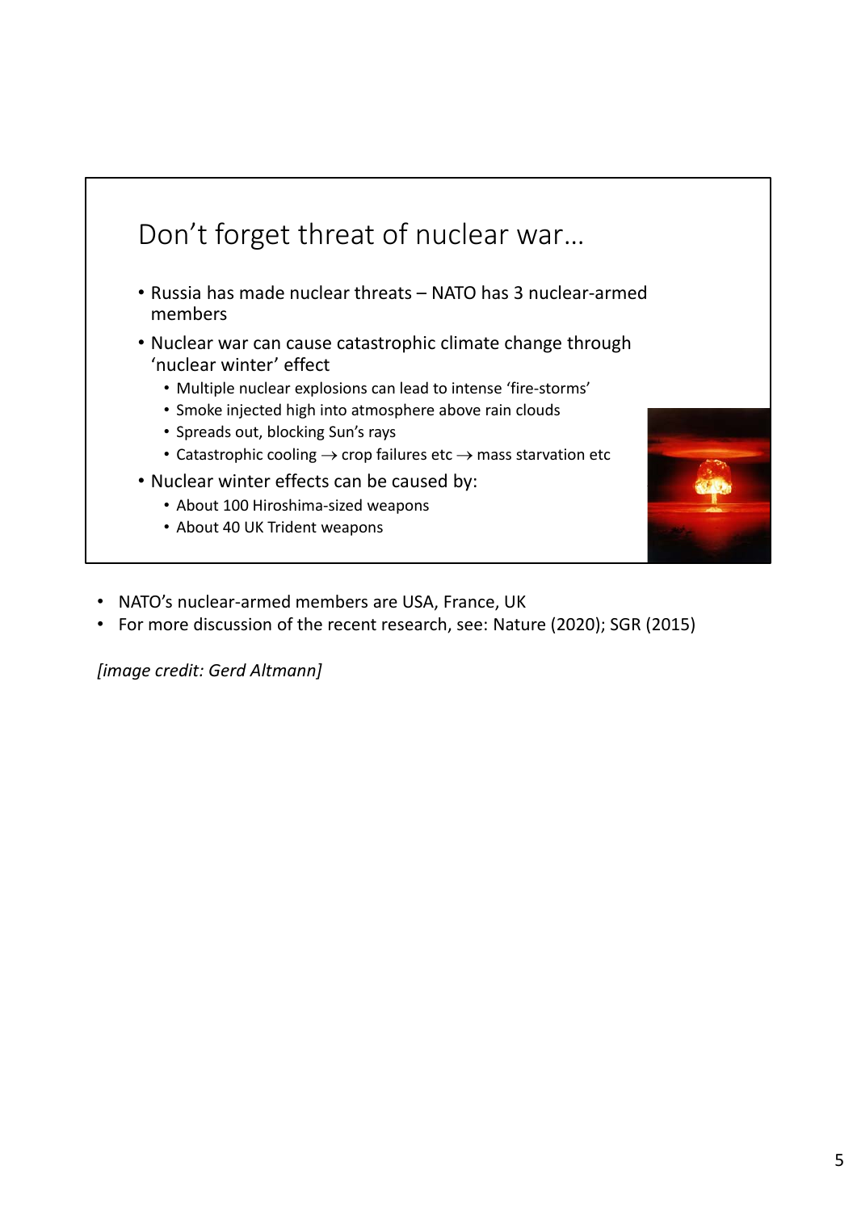## Don't forget threat of nuclear war…

- Russia has made nuclear threats – NATO has 3 nuclear-armed members
- Nuclear war can cause catastrophic climate change through 'nuclear winter' effect
  - Multiple nuclear explosions can lead to intense 'fire-storms'
  - Smoke injected high into atmosphere above rain clouds
  - Spreads out, blocking Sun's rays
  - Catastrophic cooling → crop failures etc → mass starvation etc
- Nuclear winter effects can be caused by:
  - About 100 Hiroshima-sized weapons
  - About 40 UK Trident weapons

---

- NATO's nuclear-armed members are USA, France, UK
- For more discussion of the recent research, see: Nature (2020); SGR (2015)

*[image credit: Gerd Altmann]*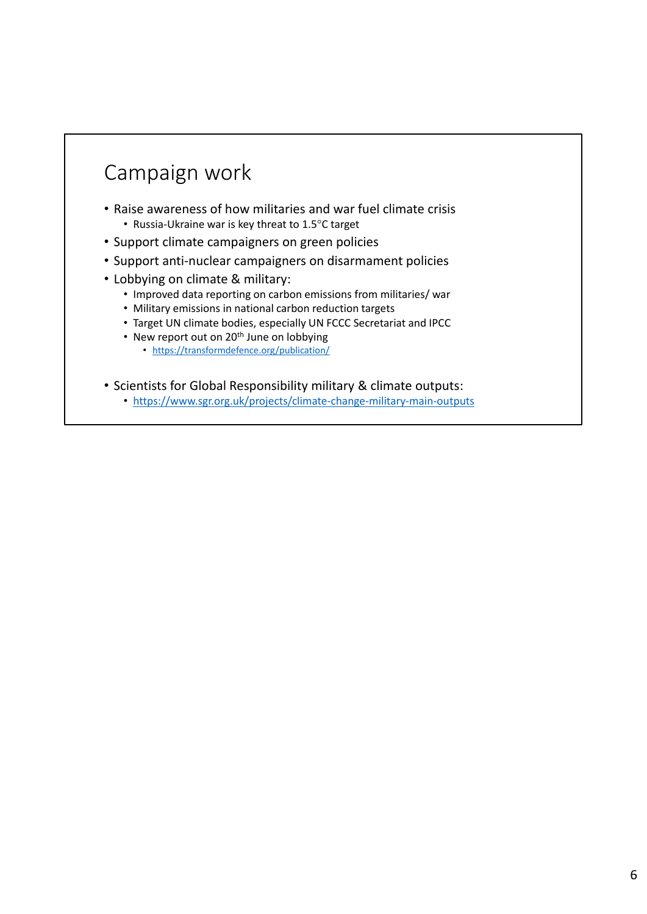## Campaign work

- Raise awareness of how militaries and war fuel climate crisis
  - Russia-Ukraine war is key threat to 1.5°C target
- Support climate campaigners on green policies
- Support anti-nuclear campaigners on disarmament policies
- Lobbying on climate & military:
  - Improved data reporting on carbon emissions from militaries/ war
  - Military emissions in national carbon reduction targets
  - Target UN climate bodies, especially UN FCCC Secretariat and IPCC
  - New report out on 20th June on lobbying
    - https://transformdefence.org/publication/
- Scientists for Global Responsibility military & climate outputs:
  - https://www.sgr.org.uk/projects/climate-change-military-main-outputs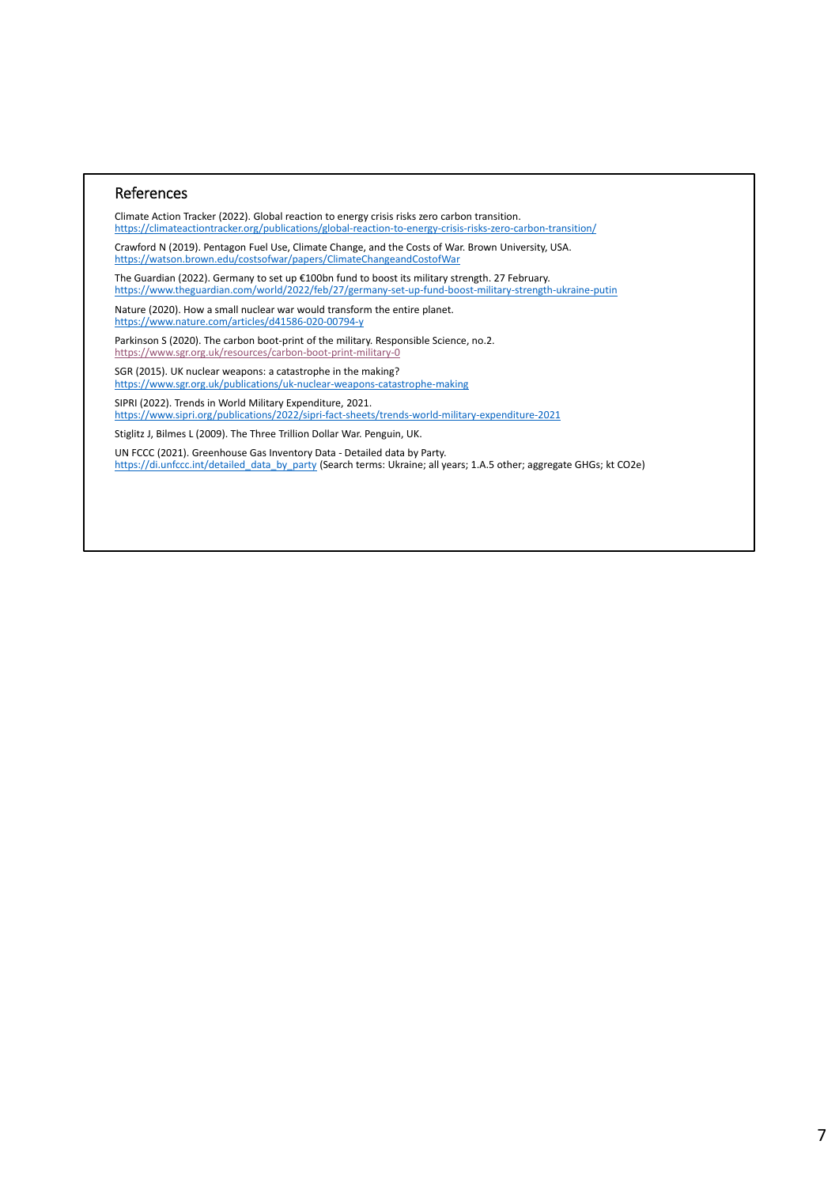## References

Climate Action Tracker (2022). Global reaction to energy crisis risks zero carbon transition.
https://climateactiontracker.org/publications/global-reaction-to-energy-crisis-risks-zero-carbon-transition/

Crawford N (2019). Pentagon Fuel Use, Climate Change, and the Costs of War. Brown University, USA.
https://watson.brown.edu/costsofwar/papers/ClimateChangeandCostofWar

The Guardian (2022). Germany to set up €100bn fund to boost its military strength. 27 February.
https://www.theguardian.com/world/2022/feb/27/germany-set-up-fund-boost-military-strength-ukraine-putin

Nature (2020). How a small nuclear war would transform the entire planet.
https://www.nature.com/articles/d41586-020-00794-y

Parkinson S (2020). The carbon boot-print of the military. Responsible Science, no.2.
https://www.sgr.org.uk/resources/carbon-boot-print-military-0

SGR (2015). UK nuclear weapons: a catastrophe in the making?
https://www.sgr.org.uk/publications/uk-nuclear-weapons-catastrophe-making

SIPRI (2022). Trends in World Military Expenditure, 2021.
https://www.sipri.org/publications/2022/sipri-fact-sheets/trends-world-military-expenditure-2021

Stiglitz J, Bilmes L (2009). The Three Trillion Dollar War. Penguin, UK.

UN FCCC (2021). Greenhouse Gas Inventory Data - Detailed data by Party.
https://di.unfccc.int/detailed_data_by_party (Search terms: Ukraine; all years; 1.A.5 other; aggregate GHGs; kt CO2e)